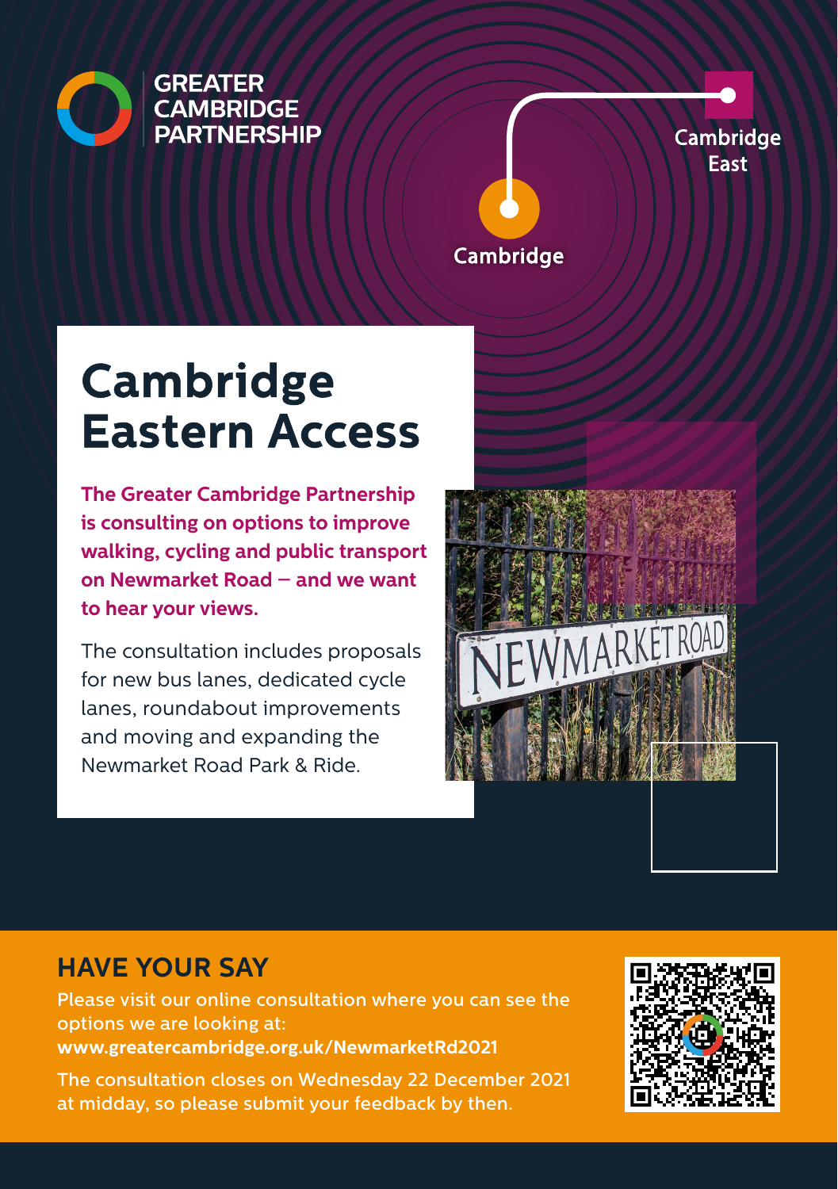GREATER CAMBRIDGE PARTNERSHIP

Cambridge

Cambridge East

# Cambridge Eastern Access

**The Greater Cambridge Partnership is consulting on options to improve walking, cycling and public transport on Newmarket Road – and we want to hear your views.**

The consultation includes proposals for new bus lanes, dedicated cycle lanes, roundabout improvements and moving and expanding the Newmarket Road Park & Ride.

## HAVE YOUR SAY

Please visit our online consultation where you can see the options we are looking at:
**www.greatercambridge.org.uk/NewmarketRd2021**

The consultation closes on Wednesday 22 December 2021 at midday, so please submit your feedback by then.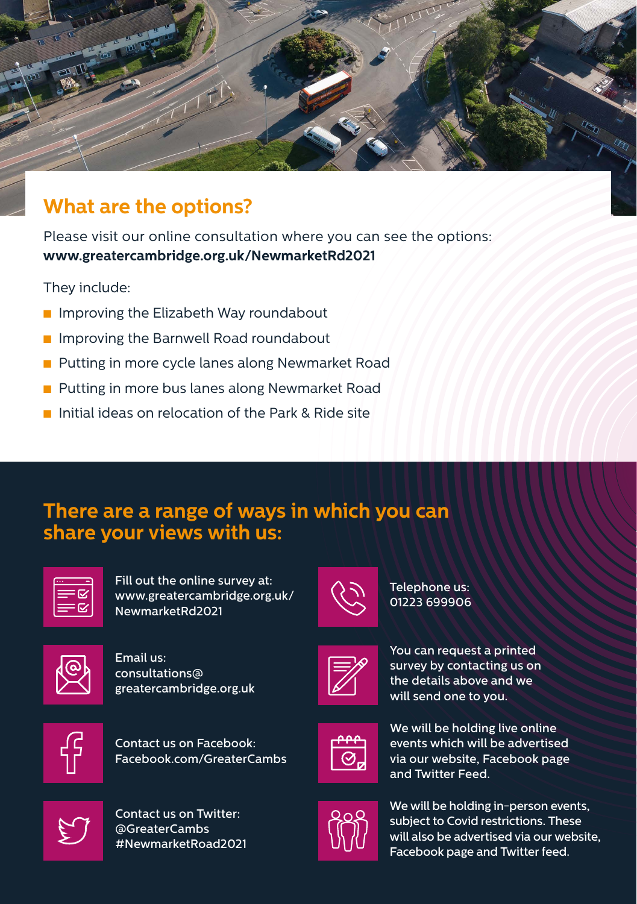## What are the options?

Please visit our online consultation where you can see the options:
**www.greatercambridge.org.uk/NewmarketRd2021**

They include:

- Improving the Elizabeth Way roundabout
- Improving the Barnwell Road roundabout
- Putting in more cycle lanes along Newmarket Road
- Putting in more bus lanes along Newmarket Road
- Initial ideas on relocation of the Park & Ride site

## There are a range of ways in which you can share your views with us:

Fill out the online survey at: www.greatercambridge.org.uk/NewmarketRd2021

Email us: consultations@greatercambridge.org.uk

Contact us on Facebook: Facebook.com/GreaterCambs

Contact us on Twitter: @GreaterCambs #NewmarketRoad2021

Telephone us: 01223 699906

You can request a printed survey by contacting us on the details above and we will send one to you.

We will be holding live online events which will be advertised via our website, Facebook page and Twitter Feed.

We will be holding in-person events, subject to Covid restrictions. These will also be advertised via our website, Facebook page and Twitter feed.